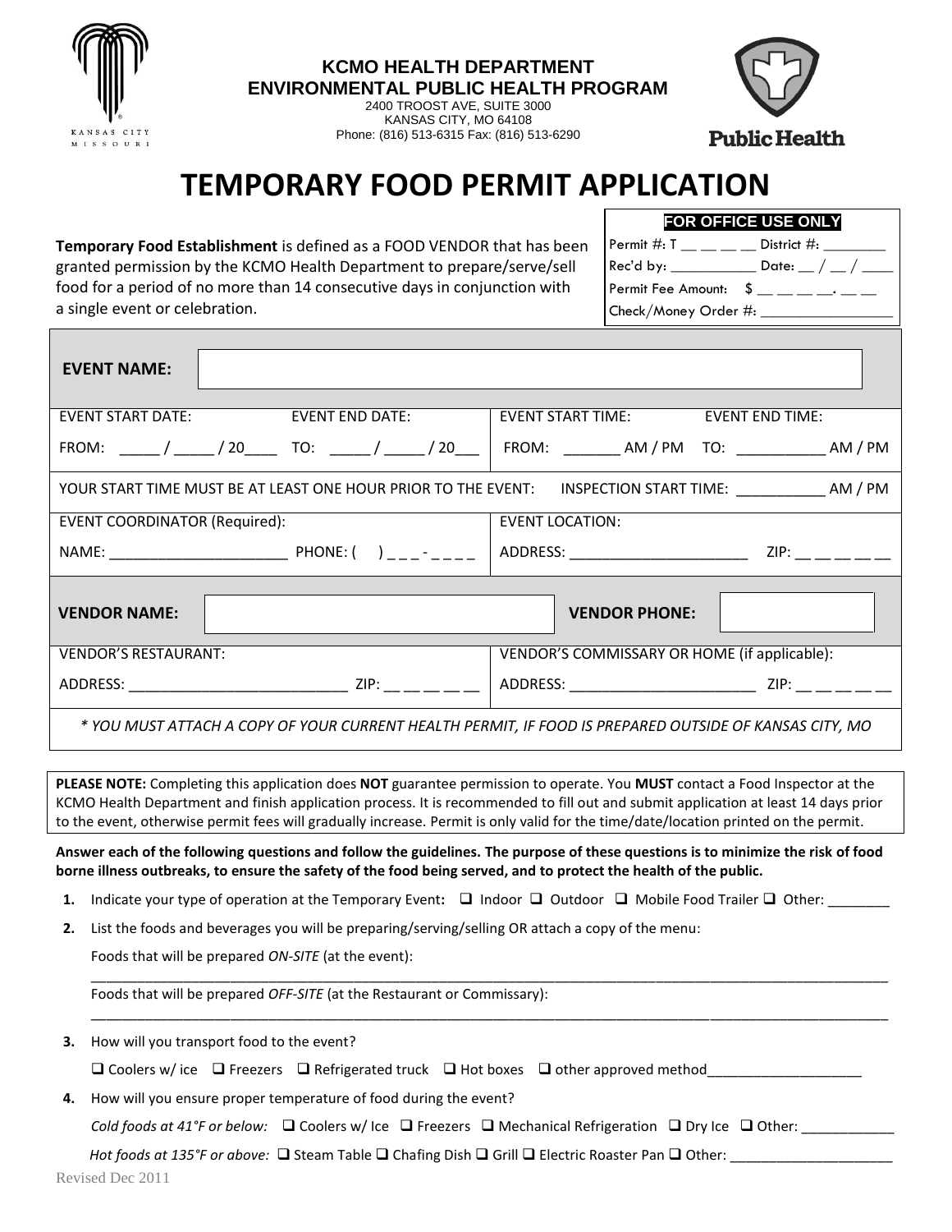**KCMO HEALTH DEPARTMENT**
**ENVIRONMENTAL PUBLIC HEALTH PROGRAM**
2400 TROOST AVE, SUITE 3000
KANSAS CITY, MO 64108
Phone: (816) 513-6315 Fax: (816) 513-6290

# TEMPORARY FOOD PERMIT APPLICATION

**Temporary Food Establishment** is defined as a FOOD VENDOR that has been granted permission by the KCMO Health Department to prepare/serve/sell food for a period of no more than 14 consecutive days in conjunction with a single event or celebration.

| FOR OFFICE USE ONLY |
|---|
| Permit #: T __ __ __ __ District #: ________ |
| Rec'd by: ___________ Date: __ / __ / ____ |
| Permit Fee Amount: $ __ __ __ __. __ __ |
| Check/Money Order #: ________________ |

**EVENT NAME:** ____________________

| EVENT START DATE: EVENT END DATE: | EVENT START TIME: EVENT END TIME: |
|---|---|
| FROM: _____ / _____ / 20____ TO: _____ / _____ / 20___ | FROM: _______ AM / PM TO: ___________ AM / PM |

YOUR START TIME MUST BE AT LEAST ONE HOUR PRIOR TO THE EVENT: INSPECTION START TIME: ___________ AM / PM

| EVENT COORDINATOR (Required): | EVENT LOCATION: |
|---|---|
| NAME: ______________________ PHONE: ( ) _ _ _ - _ _ _ _ | ADDRESS: ______________________ ZIP: __ __ __ __ __ |

**VENDOR NAME:** ____________________ **VENDOR PHONE:** ____________

| VENDOR'S RESTAURANT: | VENDOR'S COMMISSARY OR HOME (if applicable): |
|---|---|
| ADDRESS: ___________________________ ZIP: __ __ __ __ __ | ADDRESS: ________________________ ZIP: __ __ __ __ __ |

*\* YOU MUST ATTACH A COPY OF YOUR CURRENT HEALTH PERMIT, IF FOOD IS PREPARED OUTSIDE OF KANSAS CITY, MO*

**PLEASE NOTE:** Completing this application does **NOT** guarantee permission to operate. You **MUST** contact a Food Inspector at the KCMO Health Department and finish application process. It is recommended to fill out and submit application at least 14 days prior to the event, otherwise permit fees will gradually increase. Permit is only valid for the time/date/location printed on the permit.

**Answer each of the following questions and follow the guidelines. The purpose of these questions is to minimize the risk of food borne illness outbreaks, to ensure the safety of the food being served, and to protect the health of the public.**

1. Indicate your type of operation at the Temporary Event**:** ❑ Indoor ❑ Outdoor ❑ Mobile Food Trailer ❑ Other: ________
2. List the foods and beverages you will be preparing/serving/selling OR attach a copy of the menu:

   Foods that will be prepared *ON-SITE* (at the event):
   ______________________________________________________________________________

   Foods that will be prepared *OFF-SITE* (at the Restaurant or Commissary):
   ______________________________________________________________________________
3. How will you transport food to the event?

   ❑ Coolers w/ ice ❑ Freezers ❑ Refrigerated truck ❑ Hot boxes ❑ other approved method___________________
4. How will you ensure proper temperature of food during the event?

   *Cold foods at 41°F or below:* ❑ Coolers w/ Ice ❑ Freezers ❑ Mechanical Refrigeration ❑ Dry Ice ❑ Other: ___________

   *Hot foods at 135°F or above:* ❑ Steam Table ❑ Chafing Dish ❑ Grill ❑ Electric Roaster Pan ❑ Other: ____________________

Revised Dec 2011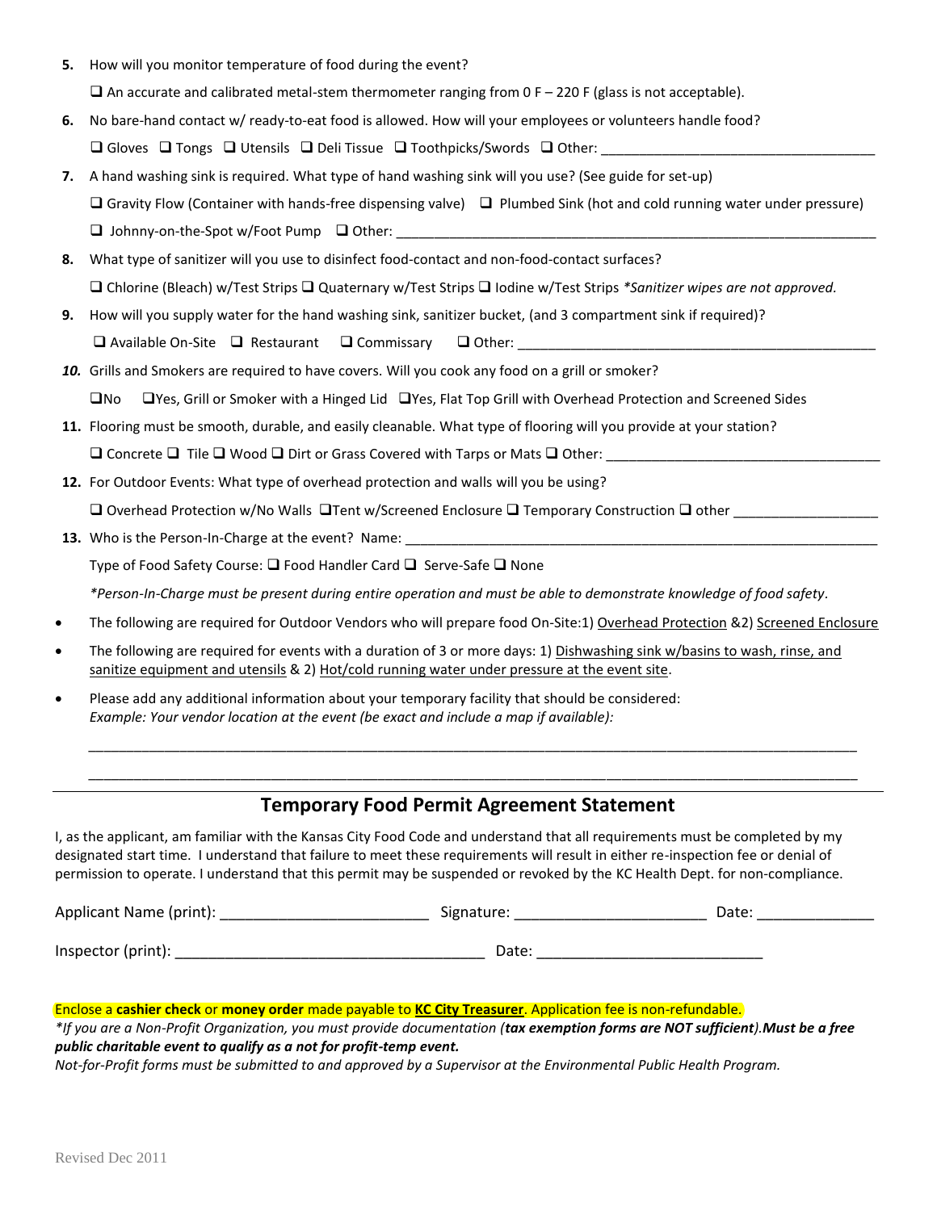5. How will you monitor temperature of food during the event?

   ❑ An accurate and calibrated metal-stem thermometer ranging from 0 F – 220 F (glass is not acceptable).

6. No bare-hand contact w/ ready-to-eat food is allowed. How will your employees or volunteers handle food?

   ❑ Gloves ❑ Tongs ❑ Utensils ❑ Deli Tissue ❑ Toothpicks/Swords ❑ Other: ___________________________________

7. A hand washing sink is required. What type of hand washing sink will you use? (See guide for set-up)

   ❑ Gravity Flow (Container with hands-free dispensing valve) ❑ Plumbed Sink (hot and cold running water under pressure)

   ❑ Johnny-on-the-Spot w/Foot Pump ❑ Other: ________________________________________________________________

8. What type of sanitizer will you use to disinfect food-contact and non-food-contact surfaces?

   ❑ Chlorine (Bleach) w/Test Strips ❑ Quaternary w/Test Strips ❑ Iodine w/Test Strips *\*Sanitizer wipes are not approved.*

9. How will you supply water for the hand washing sink, sanitizer bucket, (and 3 compartment sink if required)?

   ❑ Available On-Site ❑ Restaurant ❑ Commissary ❑ Other: _______________________________________________

10. Grills and Smokers are required to have covers. Will you cook any food on a grill or smoker?

    ❑No ❑Yes, Grill or Smoker with a Hinged Lid ❑Yes, Flat Top Grill with Overhead Protection and Screened Sides

11. Flooring must be smooth, durable, and easily cleanable. What type of flooring will you provide at your station?

    ❑ Concrete ❑ Tile ❑ Wood ❑ Dirt or Grass Covered with Tarps or Mats ❑ Other: ___________________________________

12. For Outdoor Events: What type of overhead protection and walls will you be using?

    ❑ Overhead Protection w/No Walls ❑Tent w/Screened Enclosure ❑ Temporary Construction ❑ other __________________

13. Who is the Person-In-Charge at the event? Name: ______________________________________________________________

    Type of Food Safety Course: ❑ Food Handler Card ❑ Serve-Safe ❑ None

    *\*Person-In-Charge must be present during entire operation and must be able to demonstrate knowledge of food safety.*

- The following are required for Outdoor Vendors who will prepare food On-Site:1) Overhead Protection &2) Screened Enclosure
- The following are required for events with a duration of 3 or more days: 1) Dishwashing sink w/basins to wash, rinse, and sanitize equipment and utensils & 2) Hot/cold running water under pressure at the event site.
- Please add any additional information about your temporary facility that should be considered:
  *Example: Your vendor location at the event (be exact and include a map if available):*

  ________________________________________________________________________________________________

  ________________________________________________________________________________________________

## Temporary Food Permit Agreement Statement

I, as the applicant, am familiar with the Kansas City Food Code and understand that all requirements must be completed by my designated start time. I understand that failure to meet these requirements will result in either re-inspection fee or denial of permission to operate. I understand that this permit may be suspended or revoked by the KC Health Dept. for non-compliance.

Applicant Name (print): _________________________ Signature: _______________________ Date: ______________

Inspector (print): _____________________________________ Date: ___________________________

Enclose a **cashier check** or **money order** made payable to **KC City Treasurer**. Application fee is non-refundable.
*\*If you are a Non-Profit Organization, you must provide documentation (**tax exemption forms are NOT sufficient**).**Must be a free public charitable event to qualify as a not for profit-temp event.***
*Not-for-Profit forms must be submitted to and approved by a Supervisor at the Environmental Public Health Program.*

Revised Dec 2011